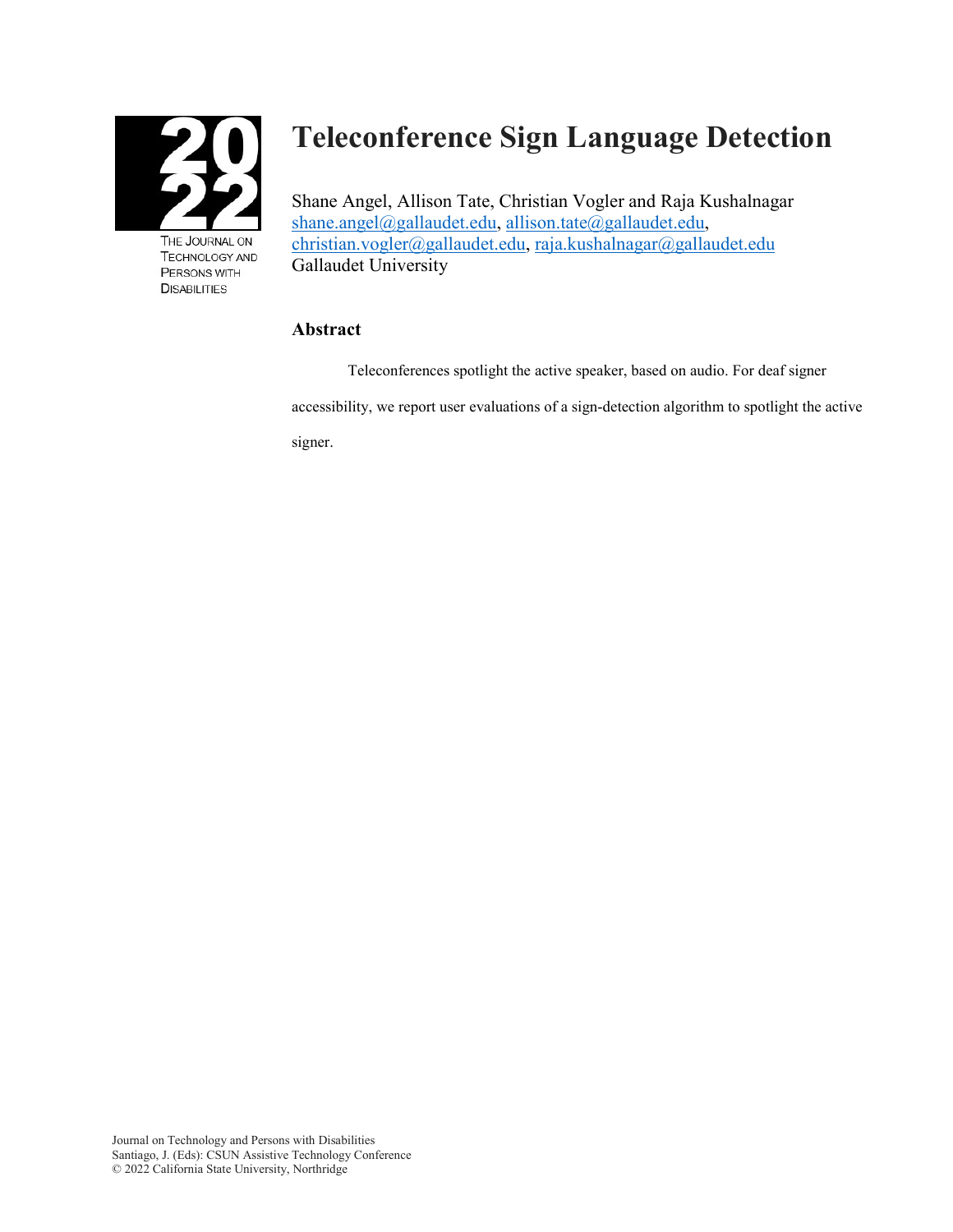# Teleconference Sign Language Detection

Shane Angel, Allison Tate, Christian Vogler and Raja Kushalnagar
shane.angel@gallaudet.edu, allison.tate@gallaudet.edu, christian.vogler@gallaudet.edu, raja.kushalnagar@gallaudet.edu
Gallaudet University

## Abstract

Teleconferences spotlight the active speaker, based on audio. For deaf signer accessibility, we report user evaluations of a sign-detection algorithm to spotlight the active signer.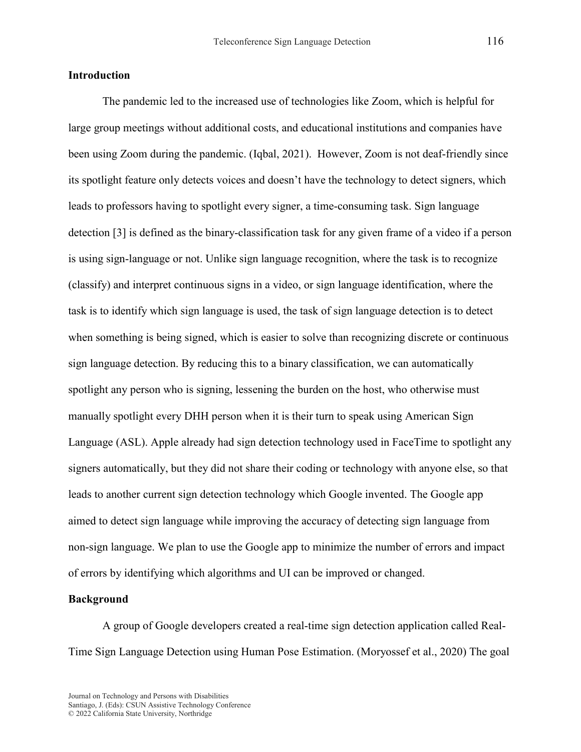## Introduction

The pandemic led to the increased use of technologies like Zoom, which is helpful for large group meetings without additional costs, and educational institutions and companies have been using Zoom during the pandemic. (Iqbal, 2021). However, Zoom is not deaf-friendly since its spotlight feature only detects voices and doesn't have the technology to detect signers, which leads to professors having to spotlight every signer, a time-consuming task. Sign language detection [3] is defined as the binary-classification task for any given frame of a video if a person is using sign-language or not. Unlike sign language recognition, where the task is to recognize (classify) and interpret continuous signs in a video, or sign language identification, where the task is to identify which sign language is used, the task of sign language detection is to detect when something is being signed, which is easier to solve than recognizing discrete or continuous sign language detection. By reducing this to a binary classification, we can automatically spotlight any person who is signing, lessening the burden on the host, who otherwise must manually spotlight every DHH person when it is their turn to speak using American Sign Language (ASL). Apple already had sign detection technology used in FaceTime to spotlight any signers automatically, but they did not share their coding or technology with anyone else, so that leads to another current sign detection technology which Google invented. The Google app aimed to detect sign language while improving the accuracy of detecting sign language from non-sign language. We plan to use the Google app to minimize the number of errors and impact of errors by identifying which algorithms and UI can be improved or changed.

## Background

A group of Google developers created a real-time sign detection application called Real-Time Sign Language Detection using Human Pose Estimation. (Moryossef et al., 2020) The goal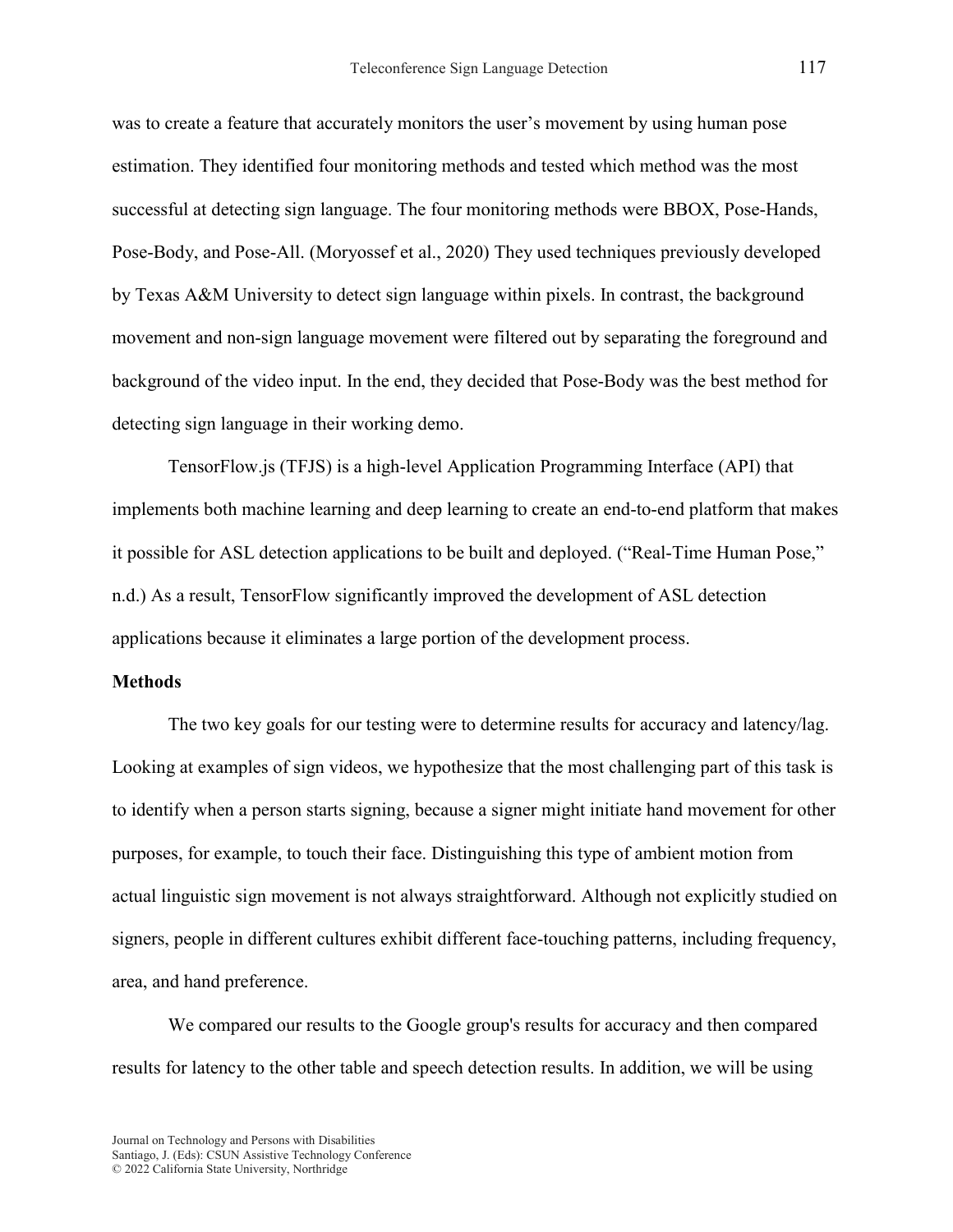was to create a feature that accurately monitors the user's movement by using human pose estimation. They identified four monitoring methods and tested which method was the most successful at detecting sign language. The four monitoring methods were BBOX, Pose-Hands, Pose-Body, and Pose-All. (Moryossef et al., 2020) They used techniques previously developed by Texas A&M University to detect sign language within pixels. In contrast, the background movement and non-sign language movement were filtered out by separating the foreground and background of the video input. In the end, they decided that Pose-Body was the best method for detecting sign language in their working demo.

TensorFlow.js (TFJS) is a high-level Application Programming Interface (API) that implements both machine learning and deep learning to create an end-to-end platform that makes it possible for ASL detection applications to be built and deployed. ("Real-Time Human Pose," n.d.) As a result, TensorFlow significantly improved the development of ASL detection applications because it eliminates a large portion of the development process.

## Methods

The two key goals for our testing were to determine results for accuracy and latency/lag. Looking at examples of sign videos, we hypothesize that the most challenging part of this task is to identify when a person starts signing, because a signer might initiate hand movement for other purposes, for example, to touch their face. Distinguishing this type of ambient motion from actual linguistic sign movement is not always straightforward. Although not explicitly studied on signers, people in different cultures exhibit different face-touching patterns, including frequency, area, and hand preference.

We compared our results to the Google group's results for accuracy and then compared results for latency to the other table and speech detection results. In addition, we will be using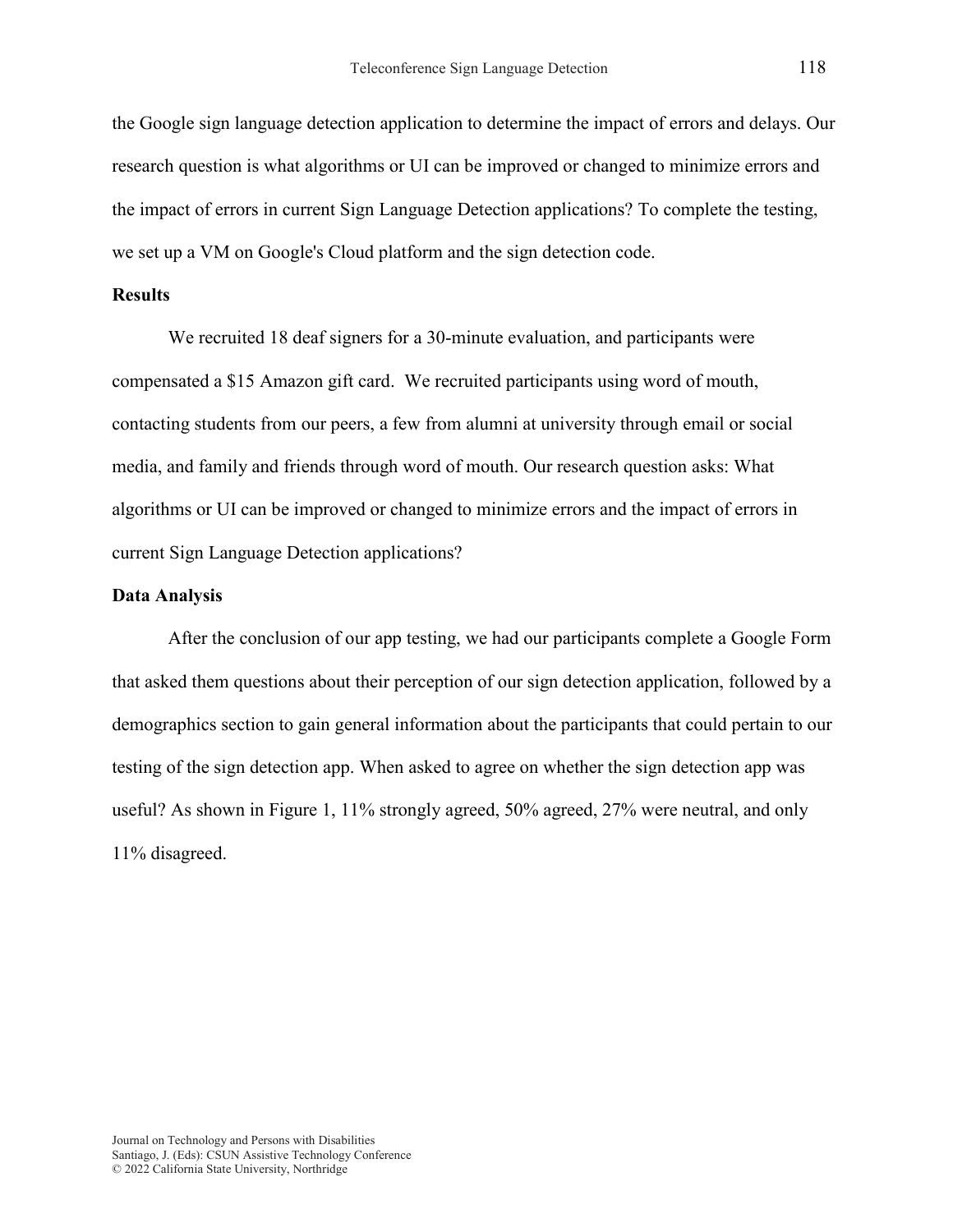the Google sign language detection application to determine the impact of errors and delays. Our research question is what algorithms or UI can be improved or changed to minimize errors and the impact of errors in current Sign Language Detection applications? To complete the testing, we set up a VM on Google's Cloud platform and the sign detection code.

### Results

We recruited 18 deaf signers for a 30-minute evaluation, and participants were compensated a $15 Amazon gift card. We recruited participants using word of mouth, contacting students from our peers, a few from alumni at university through email or social media, and family and friends through word of mouth. Our research question asks: What algorithms or UI can be improved or changed to minimize errors and the impact of errors in current Sign Language Detection applications?

### Data Analysis

After the conclusion of our app testing, we had our participants complete a Google Form that asked them questions about their perception of our sign detection application, followed by a demographics section to gain general information about the participants that could pertain to our testing of the sign detection app. When asked to agree on whether the sign detection app was useful? As shown in Figure 1, 11% strongly agreed, 50% agreed, 27% were neutral, and only 11% disagreed.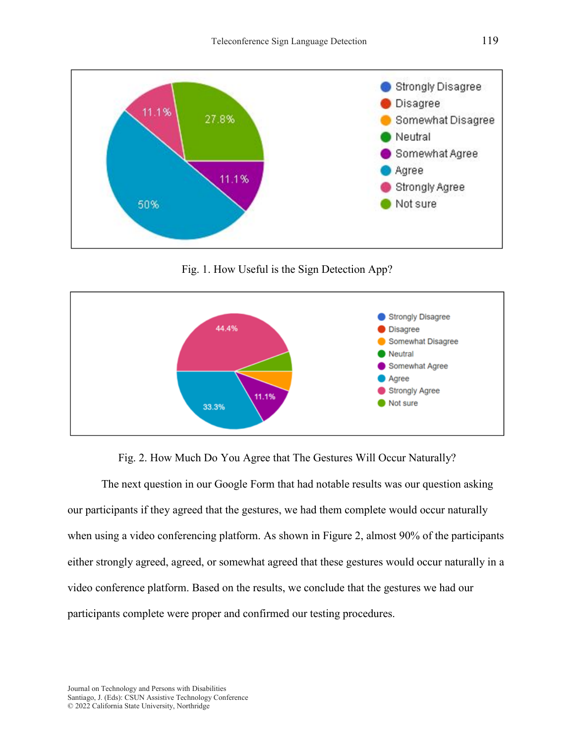Fig. 1. How Useful is the Sign Detection App?

Fig. 2. How Much Do You Agree that The Gestures Will Occur Naturally?

The next question in our Google Form that had notable results was our question asking our participants if they agreed that the gestures, we had them complete would occur naturally when using a video conferencing platform. As shown in Figure 2, almost 90% of the participants either strongly agreed, agreed, or somewhat agreed that these gestures would occur naturally in a video conference platform. Based on the results, we conclude that the gestures we had our participants complete were proper and confirmed our testing procedures.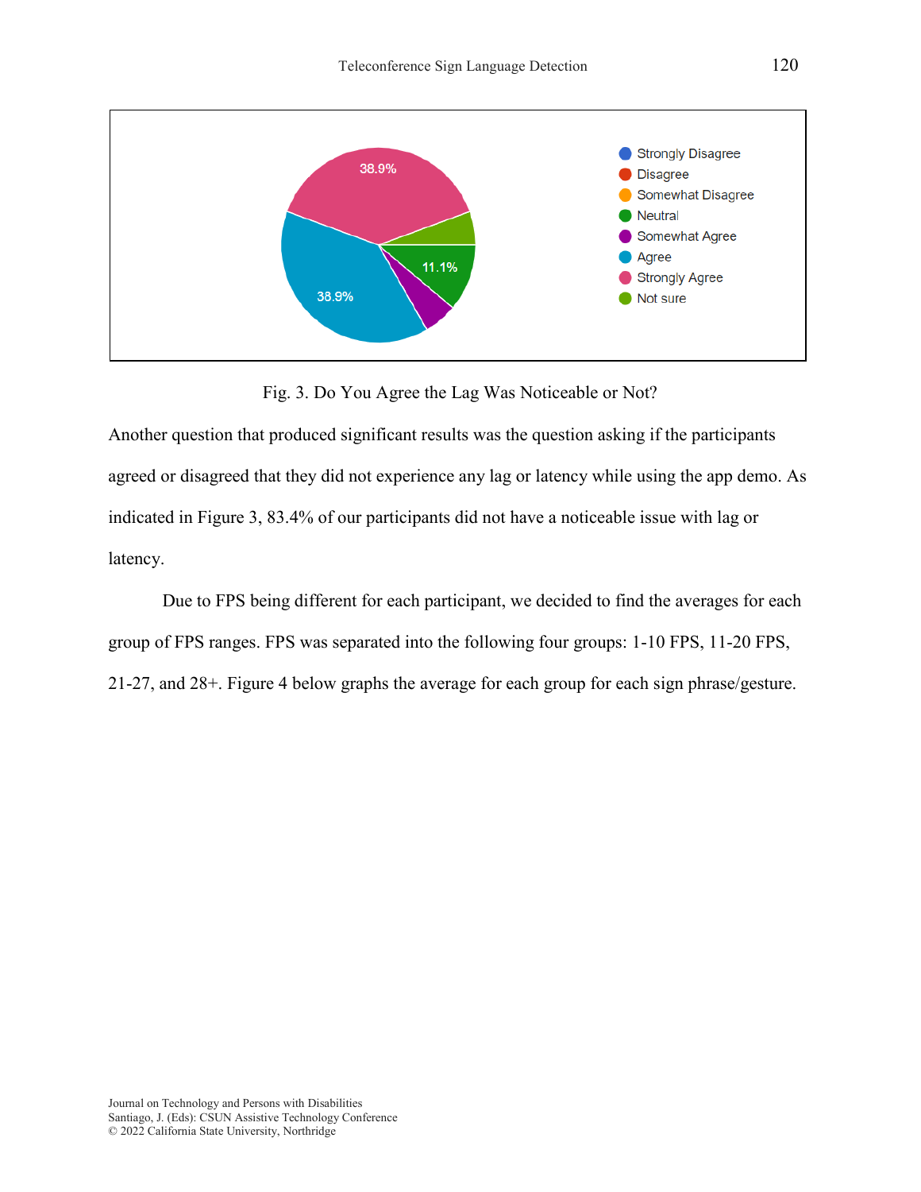Fig. 3. Do You Agree the Lag Was Noticeable or Not?

Another question that produced significant results was the question asking if the participants agreed or disagreed that they did not experience any lag or latency while using the app demo. As indicated in Figure 3, 83.4% of our participants did not have a noticeable issue with lag or latency.

Due to FPS being different for each participant, we decided to find the averages for each group of FPS ranges. FPS was separated into the following four groups: 1-10 FPS, 11-20 FPS, 21-27, and 28+. Figure 4 below graphs the average for each group for each sign phrase/gesture.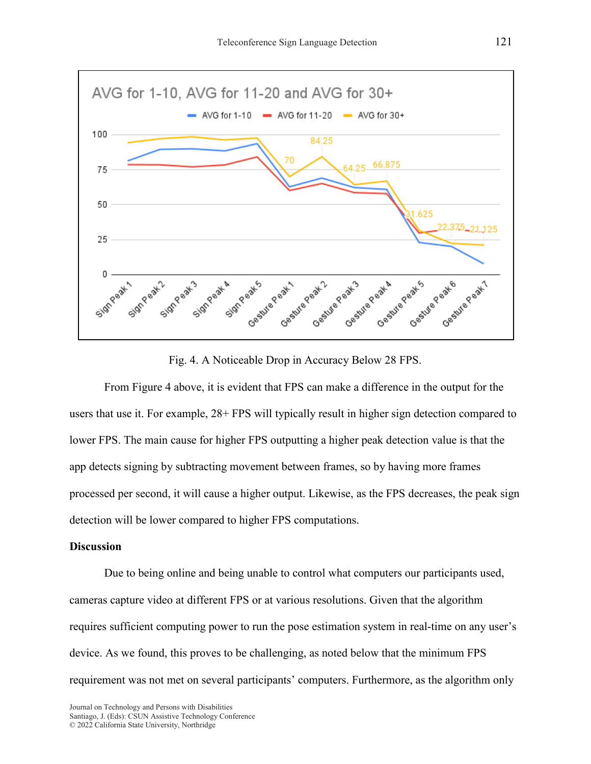Fig. 4. A Noticeable Drop in Accuracy Below 28 FPS.

From Figure 4 above, it is evident that FPS can make a difference in the output for the users that use it. For example, 28+ FPS will typically result in higher sign detection compared to lower FPS. The main cause for higher FPS outputting a higher peak detection value is that the app detects signing by subtracting movement between frames, so by having more frames processed per second, it will cause a higher output. Likewise, as the FPS decreases, the peak sign detection will be lower compared to higher FPS computations.

**Discussion**

Due to being online and being unable to control what computers our participants used, cameras capture video at different FPS or at various resolutions. Given that the algorithm requires sufficient computing power to run the pose estimation system in real-time on any user's device. As we found, this proves to be challenging, as noted below that the minimum FPS requirement was not met on several participants' computers. Furthermore, as the algorithm only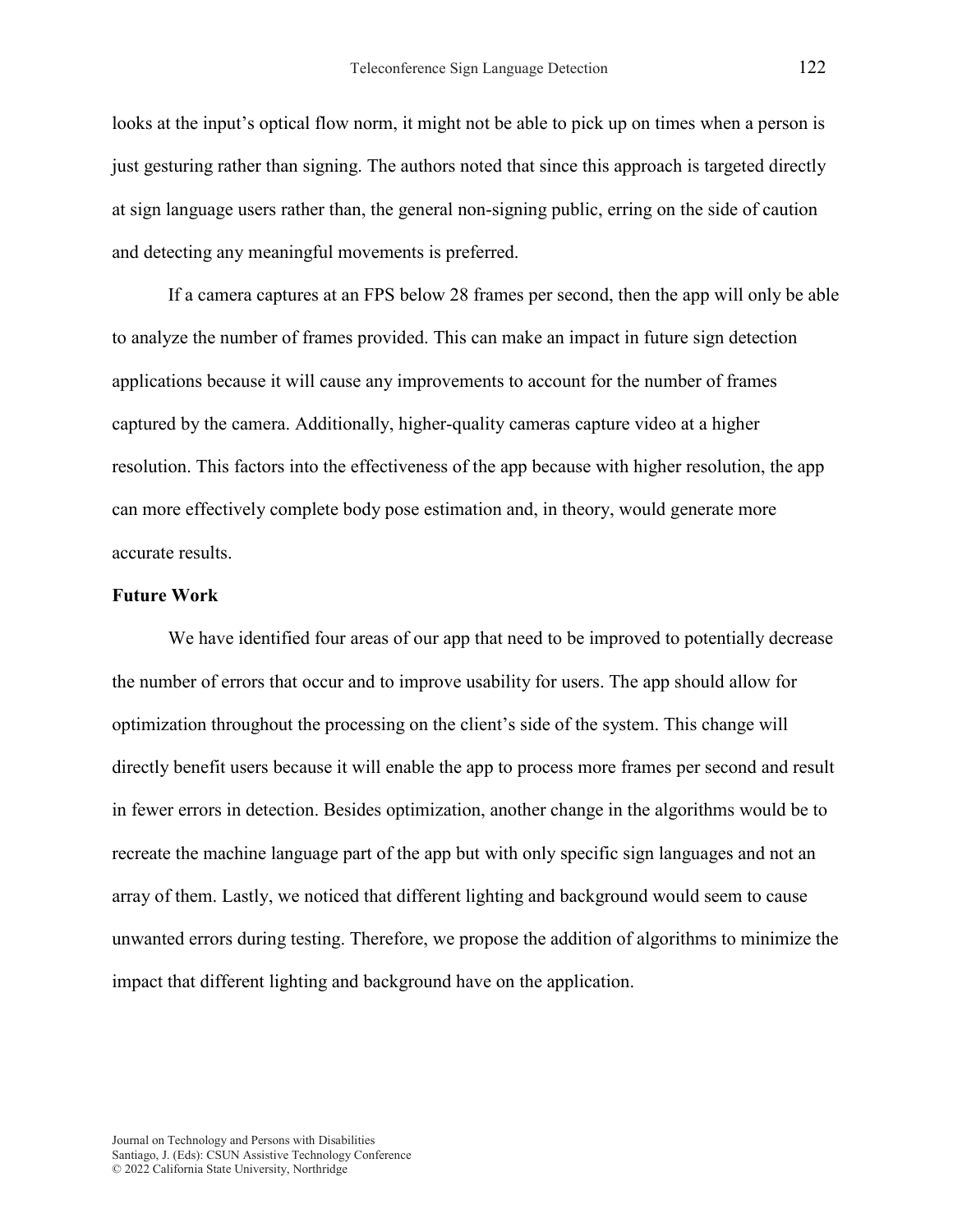looks at the input's optical flow norm, it might not be able to pick up on times when a person is just gesturing rather than signing. The authors noted that since this approach is targeted directly at sign language users rather than, the general non-signing public, erring on the side of caution and detecting any meaningful movements is preferred.

If a camera captures at an FPS below 28 frames per second, then the app will only be able to analyze the number of frames provided. This can make an impact in future sign detection applications because it will cause any improvements to account for the number of frames captured by the camera. Additionally, higher-quality cameras capture video at a higher resolution. This factors into the effectiveness of the app because with higher resolution, the app can more effectively complete body pose estimation and, in theory, would generate more accurate results.

**Future Work**

We have identified four areas of our app that need to be improved to potentially decrease the number of errors that occur and to improve usability for users. The app should allow for optimization throughout the processing on the client's side of the system. This change will directly benefit users because it will enable the app to process more frames per second and result in fewer errors in detection. Besides optimization, another change in the algorithms would be to recreate the machine language part of the app but with only specific sign languages and not an array of them. Lastly, we noticed that different lighting and background would seem to cause unwanted errors during testing. Therefore, we propose the addition of algorithms to minimize the impact that different lighting and background have on the application.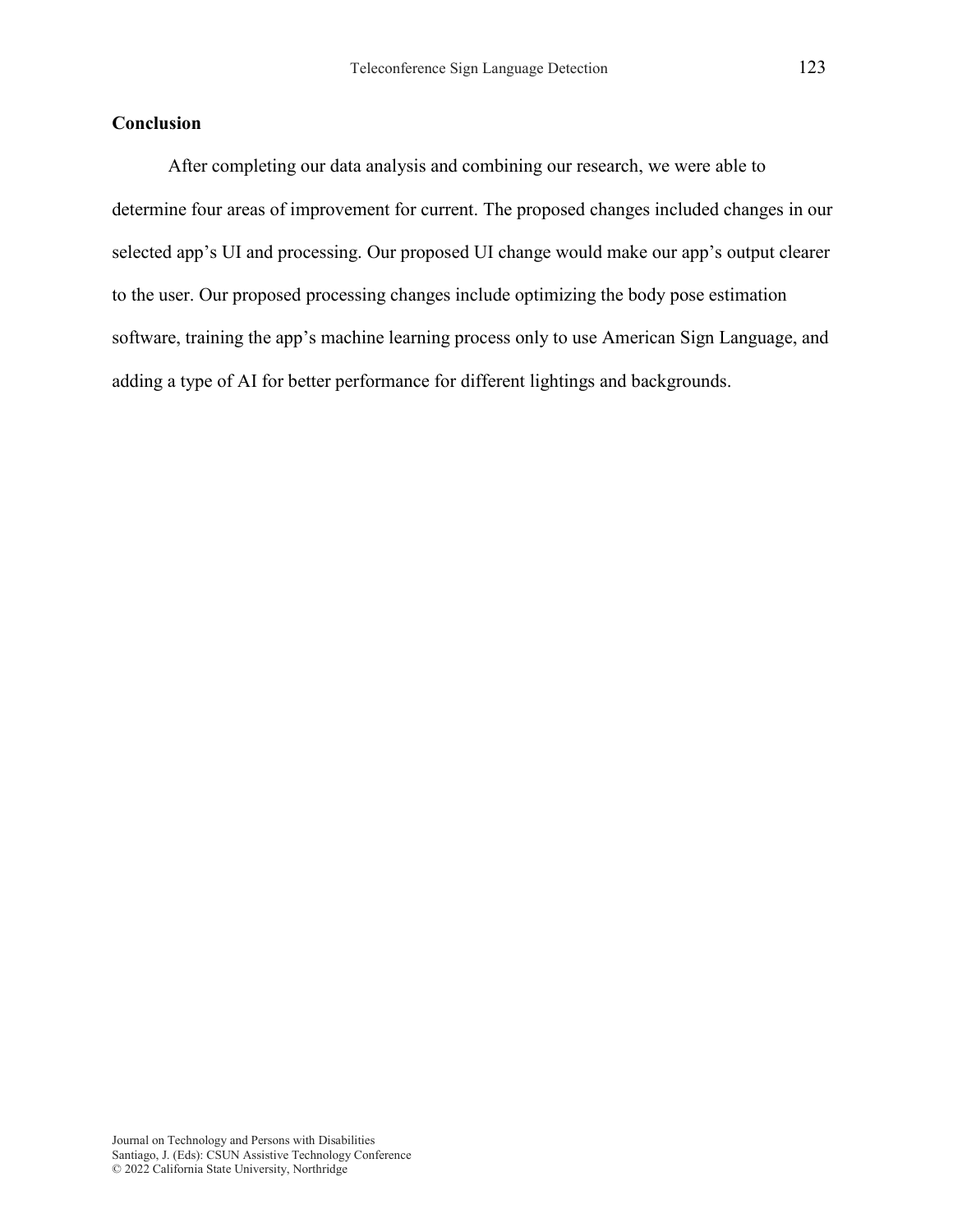## Conclusion

After completing our data analysis and combining our research, we were able to determine four areas of improvement for current. The proposed changes included changes in our selected app's UI and processing. Our proposed UI change would make our app's output clearer to the user. Our proposed processing changes include optimizing the body pose estimation software, training the app's machine learning process only to use American Sign Language, and adding a type of AI for better performance for different lightings and backgrounds.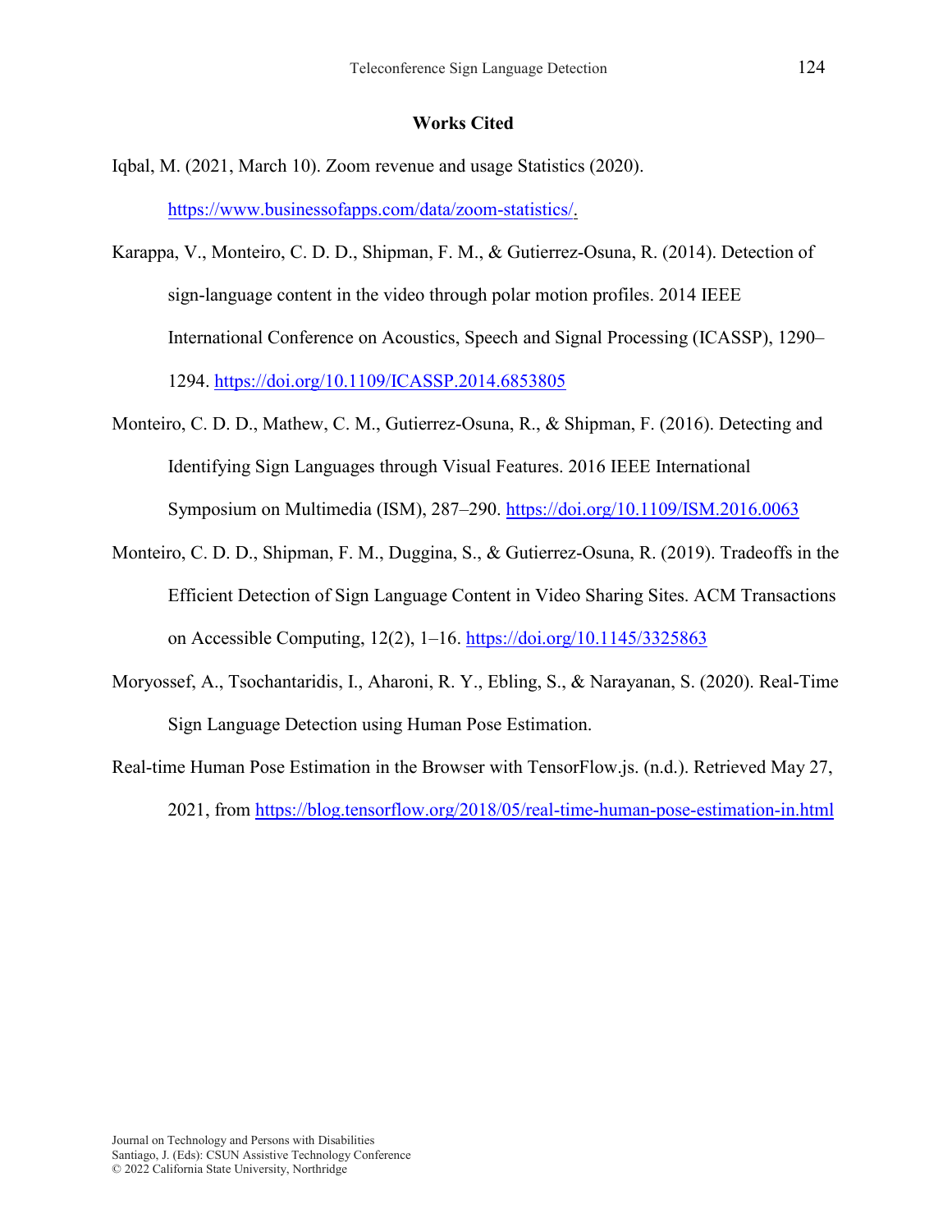## Works Cited

Iqbal, M. (2021, March 10). Zoom revenue and usage Statistics (2020). https://www.businessofapps.com/data/zoom-statistics/.

Karappa, V., Monteiro, C. D. D., Shipman, F. M., & Gutierrez-Osuna, R. (2014). Detection of sign-language content in the video through polar motion profiles. 2014 IEEE International Conference on Acoustics, Speech and Signal Processing (ICASSP), 1290–1294. https://doi.org/10.1109/ICASSP.2014.6853805

Monteiro, C. D. D., Mathew, C. M., Gutierrez-Osuna, R., & Shipman, F. (2016). Detecting and Identifying Sign Languages through Visual Features. 2016 IEEE International Symposium on Multimedia (ISM), 287–290. https://doi.org/10.1109/ISM.2016.0063

Monteiro, C. D. D., Shipman, F. M., Duggina, S., & Gutierrez-Osuna, R. (2019). Tradeoffs in the Efficient Detection of Sign Language Content in Video Sharing Sites. ACM Transactions on Accessible Computing, 12(2), 1–16. https://doi.org/10.1145/3325863

Moryossef, A., Tsochantaridis, I., Aharoni, R. Y., Ebling, S., & Narayanan, S. (2020). Real-Time Sign Language Detection using Human Pose Estimation.

Real-time Human Pose Estimation in the Browser with TensorFlow.js. (n.d.). Retrieved May 27, 2021, from https://blog.tensorflow.org/2018/05/real-time-human-pose-estimation-in.html